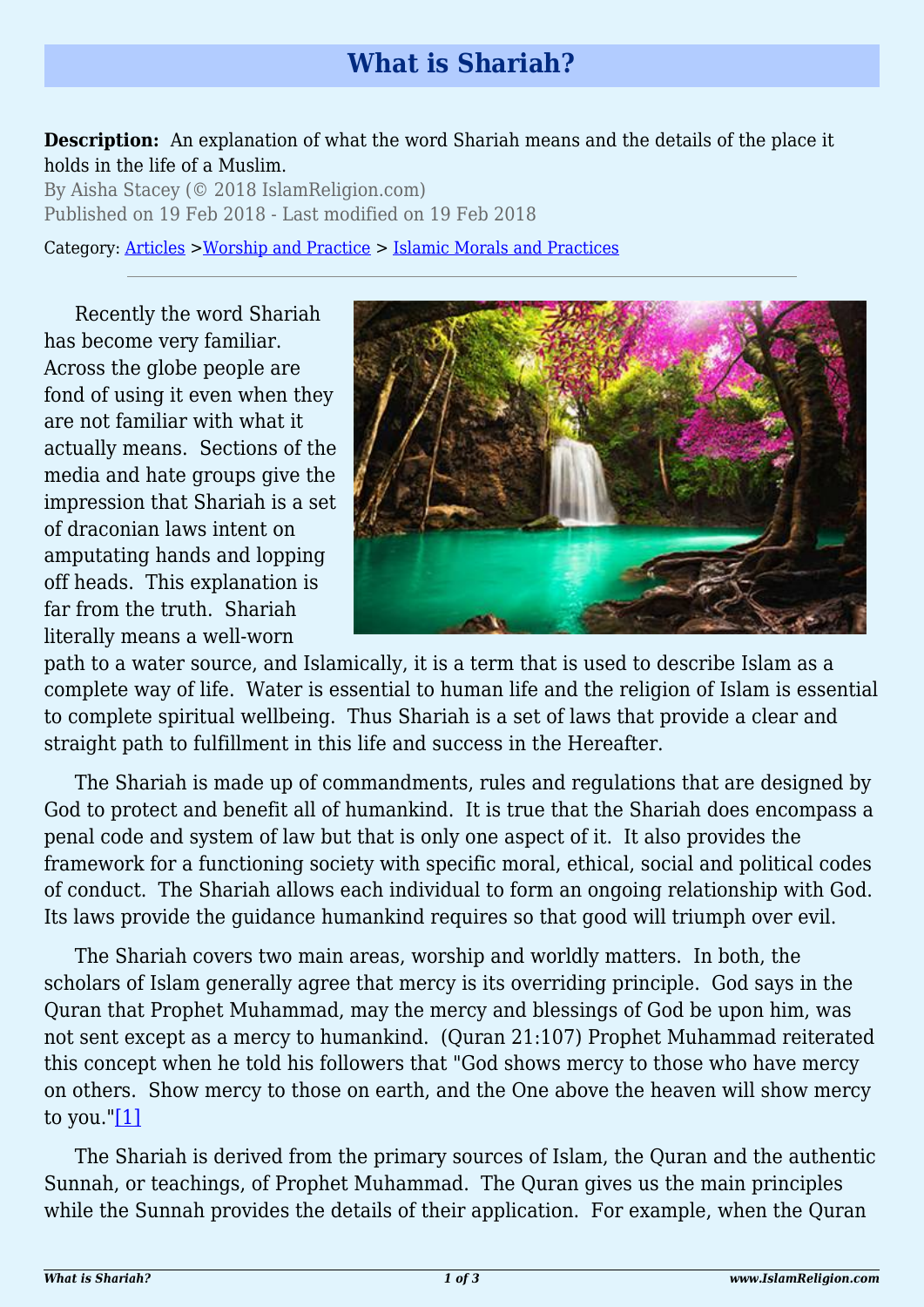# What is Shariah?

**Description:** An explanation of what the word Shariah means and the details of the place it holds in the life of a Muslim.

By Aisha Stacey (© 2018 IslamReligion.com)

Published on 19 Feb 2018 - Last modified on 19 Feb 2018

Category: Articles >Worship and Practice > Islamic Morals and Practices

---

Recently the word Shariah has become very familiar. Across the globe people are fond of using it even when they are not familiar with what it actually means. Sections of the media and hate groups give the impression that Shariah is a set of draconian laws intent on amputating hands and lopping off heads. This explanation is far from the truth. Shariah literally means a well-worn path to a water source, and Islamically, it is a term that is used to describe Islam as a complete way of life. Water is essential to human life and the religion of Islam is essential to complete spiritual wellbeing. Thus Shariah is a set of laws that provide a clear and straight path to fulfillment in this life and success in the Hereafter.

The Shariah is made up of commandments, rules and regulations that are designed by God to protect and benefit all of humankind. It is true that the Shariah does encompass a penal code and system of law but that is only one aspect of it. It also provides the framework for a functioning society with specific moral, ethical, social and political codes of conduct. The Shariah allows each individual to form an ongoing relationship with God. Its laws provide the guidance humankind requires so that good will triumph over evil.

The Shariah covers two main areas, worship and worldly matters. In both, the scholars of Islam generally agree that mercy is its overriding principle. God says in the Quran that Prophet Muhammad, may the mercy and blessings of God be upon him, was not sent except as a mercy to humankind. (Quran 21:107) Prophet Muhammad reiterated this concept when he told his followers that "God shows mercy to those who have mercy on others. Show mercy to those on earth, and the One above the heaven will show mercy to you."[1]

The Shariah is derived from the primary sources of Islam, the Quran and the authentic Sunnah, or teachings, of Prophet Muhammad. The Quran gives us the main principles while the Sunnah provides the details of their application. For example, when the Quran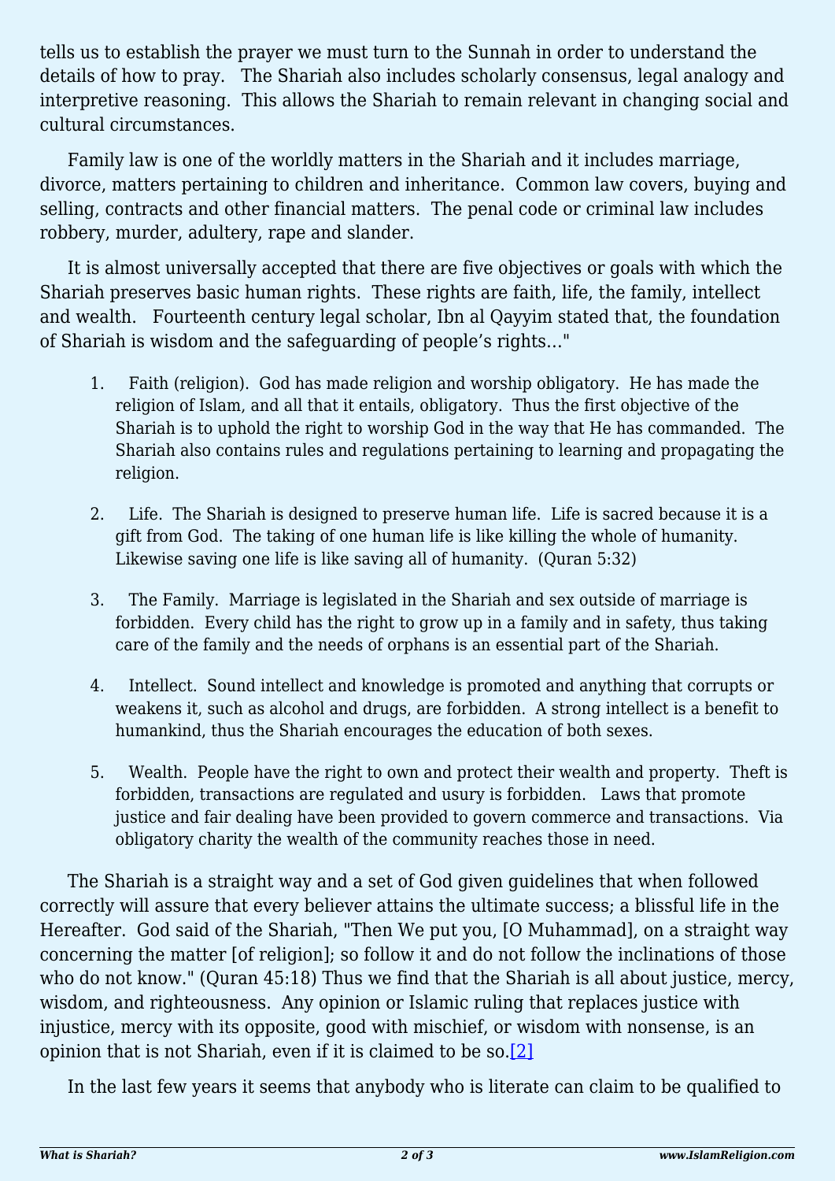tells us to establish the prayer we must turn to the Sunnah in order to understand the details of how to pray. The Shariah also includes scholarly consensus, legal analogy and interpretive reasoning. This allows the Shariah to remain relevant in changing social and cultural circumstances.

Family law is one of the worldly matters in the Shariah and it includes marriage, divorce, matters pertaining to children and inheritance. Common law covers, buying and selling, contracts and other financial matters. The penal code or criminal law includes robbery, murder, adultery, rape and slander.

It is almost universally accepted that there are five objectives or goals with which the Shariah preserves basic human rights. These rights are faith, life, the family, intellect and wealth. Fourteenth century legal scholar, Ibn al Qayyim stated that, the foundation of Shariah is wisdom and the safeguarding of people's rights…"

1. Faith (religion). God has made religion and worship obligatory. He has made the religion of Islam, and all that it entails, obligatory. Thus the first objective of the Shariah is to uphold the right to worship God in the way that He has commanded. The Shariah also contains rules and regulations pertaining to learning and propagating the religion.

2. Life. The Shariah is designed to preserve human life. Life is sacred because it is a gift from God. The taking of one human life is like killing the whole of humanity. Likewise saving one life is like saving all of humanity. (Quran 5:32)

3. The Family. Marriage is legislated in the Shariah and sex outside of marriage is forbidden. Every child has the right to grow up in a family and in safety, thus taking care of the family and the needs of orphans is an essential part of the Shariah.

4. Intellect. Sound intellect and knowledge is promoted and anything that corrupts or weakens it, such as alcohol and drugs, are forbidden. A strong intellect is a benefit to humankind, thus the Shariah encourages the education of both sexes.

5. Wealth. People have the right to own and protect their wealth and property. Theft is forbidden, transactions are regulated and usury is forbidden. Laws that promote justice and fair dealing have been provided to govern commerce and transactions. Via obligatory charity the wealth of the community reaches those in need.

The Shariah is a straight way and a set of God given guidelines that when followed correctly will assure that every believer attains the ultimate success; a blissful life in the Hereafter. God said of the Shariah, "Then We put you, [O Muhammad], on a straight way concerning the matter [of religion]; so follow it and do not follow the inclinations of those who do not know." (Quran 45:18) Thus we find that the Shariah is all about justice, mercy, wisdom, and righteousness. Any opinion or Islamic ruling that replaces justice with injustice, mercy with its opposite, good with mischief, or wisdom with nonsense, is an opinion that is not Shariah, even if it is claimed to be so.[2]

In the last few years it seems that anybody who is literate can claim to be qualified to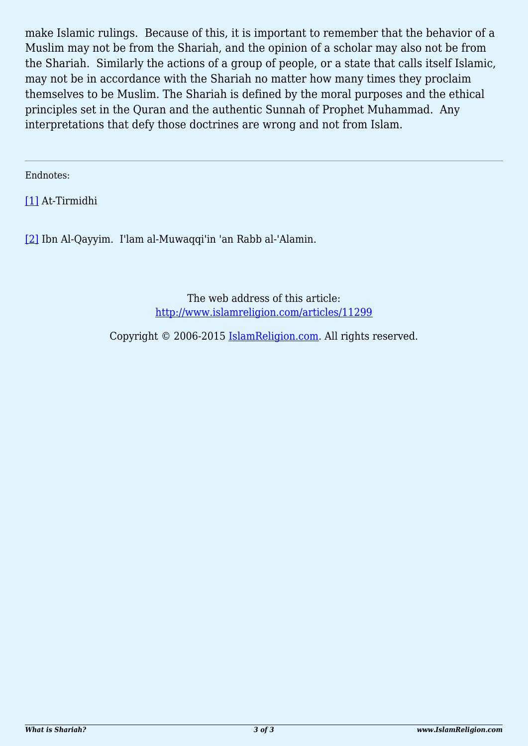make Islamic rulings. Because of this, it is important to remember that the behavior of a Muslim may not be from the Shariah, and the opinion of a scholar may also not be from the Shariah. Similarly the actions of a group of people, or a state that calls itself Islamic, may not be in accordance with the Shariah no matter how many times they proclaim themselves to be Muslim. The Shariah is defined by the moral purposes and the ethical principles set in the Quran and the authentic Sunnah of Prophet Muhammad. Any interpretations that defy those doctrines are wrong and not from Islam.

---

Endnotes:

[1] At-Tirmidhi

[2] Ibn Al-Qayyim. I'lam al-Muwaqqi'in 'an Rabb al-'Alamin.

The web address of this article:
http://www.islamreligion.com/articles/11299

Copyright © 2006-2015 IslamReligion.com. All rights reserved.